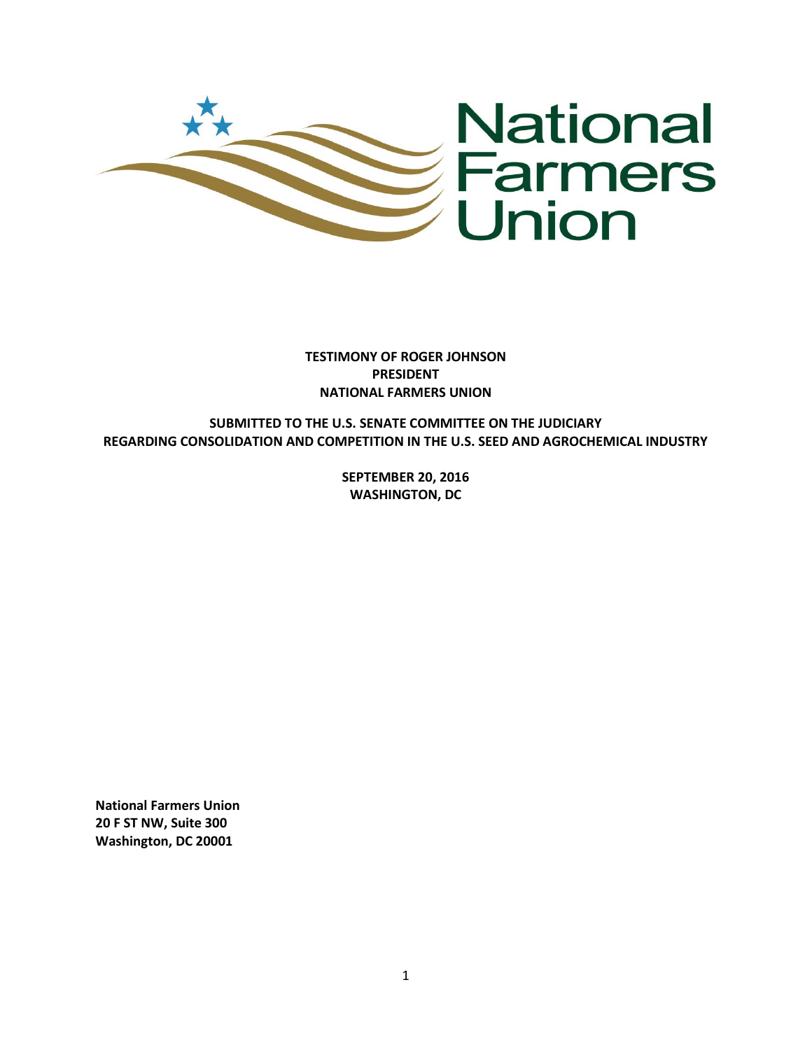**TESTIMONY OF ROGER JOHNSON**
**PRESIDENT**
**NATIONAL FARMERS UNION**

**SUBMITTED TO THE U.S. SENATE COMMITTEE ON THE JUDICIARY**
**REGARDING CONSOLIDATION AND COMPETITION IN THE U.S. SEED AND AGROCHEMICAL INDUSTRY**

**SEPTEMBER 20, 2016**
**WASHINGTON, DC**

**National Farmers Union**
**20 F ST NW, Suite 300**
**Washington, DC 20001**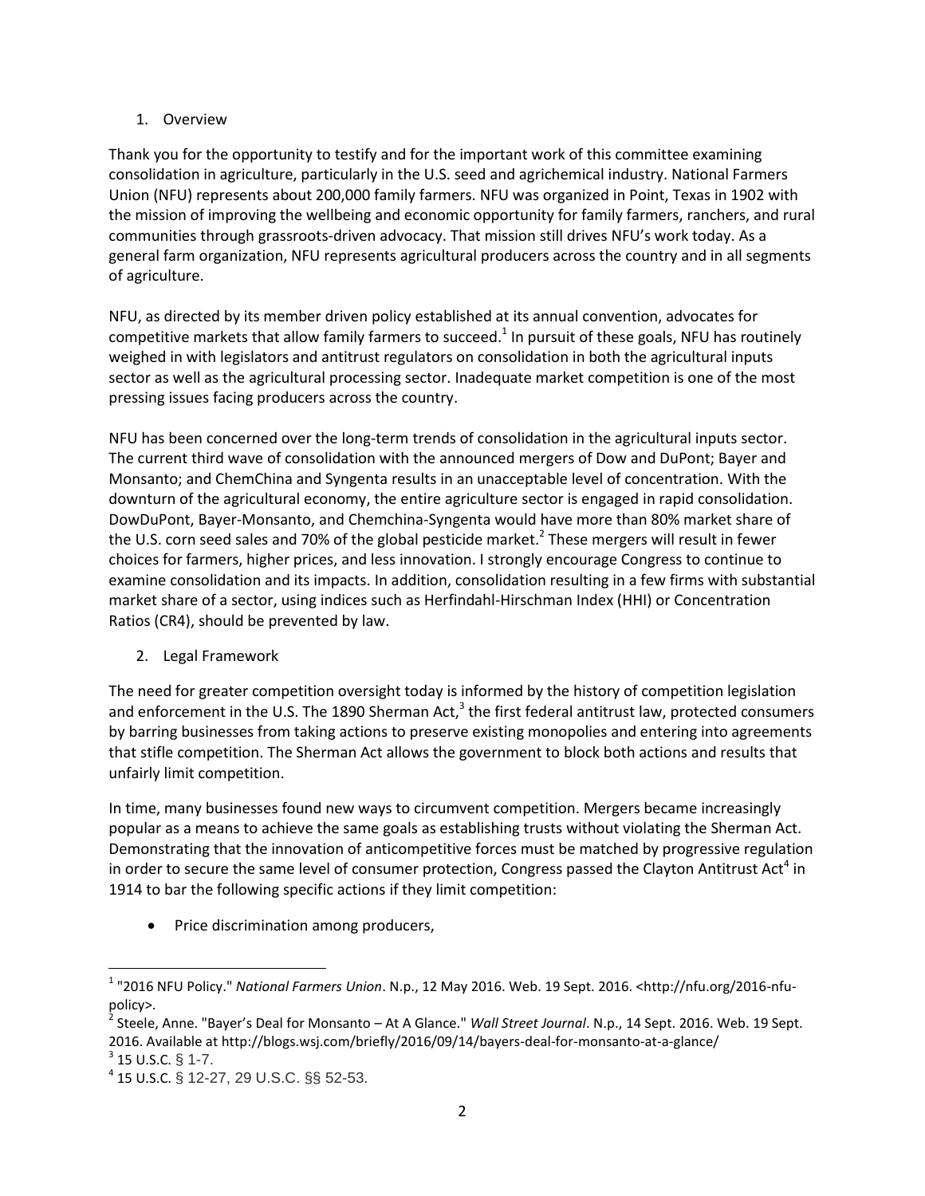1. Overview

Thank you for the opportunity to testify and for the important work of this committee examining consolidation in agriculture, particularly in the U.S. seed and agrichemical industry. National Farmers Union (NFU) represents about 200,000 family farmers. NFU was organized in Point, Texas in 1902 with the mission of improving the wellbeing and economic opportunity for family farmers, ranchers, and rural communities through grassroots-driven advocacy. That mission still drives NFU's work today. As a general farm organization, NFU represents agricultural producers across the country and in all segments of agriculture.

NFU, as directed by its member driven policy established at its annual convention, advocates for competitive markets that allow family farmers to succeed.[1] In pursuit of these goals, NFU has routinely weighed in with legislators and antitrust regulators on consolidation in both the agricultural inputs sector as well as the agricultural processing sector. Inadequate market competition is one of the most pressing issues facing producers across the country.

NFU has been concerned over the long-term trends of consolidation in the agricultural inputs sector. The current third wave of consolidation with the announced mergers of Dow and DuPont; Bayer and Monsanto; and ChemChina and Syngenta results in an unacceptable level of concentration. With the downturn of the agricultural economy, the entire agriculture sector is engaged in rapid consolidation. DowDuPont, Bayer-Monsanto, and Chemchina-Syngenta would have more than 80% market share of the U.S. corn seed sales and 70% of the global pesticide market.[2] These mergers will result in fewer choices for farmers, higher prices, and less innovation. I strongly encourage Congress to continue to examine consolidation and its impacts. In addition, consolidation resulting in a few firms with substantial market share of a sector, using indices such as Herfindahl-Hirschman Index (HHI) or Concentration Ratios (CR4), should be prevented by law.

2. Legal Framework

The need for greater competition oversight today is informed by the history of competition legislation and enforcement in the U.S. The 1890 Sherman Act,[3] the first federal antitrust law, protected consumers by barring businesses from taking actions to preserve existing monopolies and entering into agreements that stifle competition. The Sherman Act allows the government to block both actions and results that unfairly limit competition.

In time, many businesses found new ways to circumvent competition. Mergers became increasingly popular as a means to achieve the same goals as establishing trusts without violating the Sherman Act. Demonstrating that the innovation of anticompetitive forces must be matched by progressive regulation in order to secure the same level of consumer protection, Congress passed the Clayton Antitrust Act[4] in 1914 to bar the following specific actions if they limit competition:

- Price discrimination among producers,

---

[1] "2016 NFU Policy." *National Farmers Union*. N.p., 12 May 2016. Web. 19 Sept. 2016. <http://nfu.org/2016-nfu-policy>.

[2] Steele, Anne. "Bayer's Deal for Monsanto – At A Glance." *Wall Street Journal*. N.p., 14 Sept. 2016. Web. 19 Sept. 2016. Available at http://blogs.wsj.com/briefly/2016/09/14/bayers-deal-for-monsanto-at-a-glance/

[3] 15 U.S.C. § 1-7.

[4] 15 U.S.C. § 12-27, 29 U.S.C. §§ 52-53.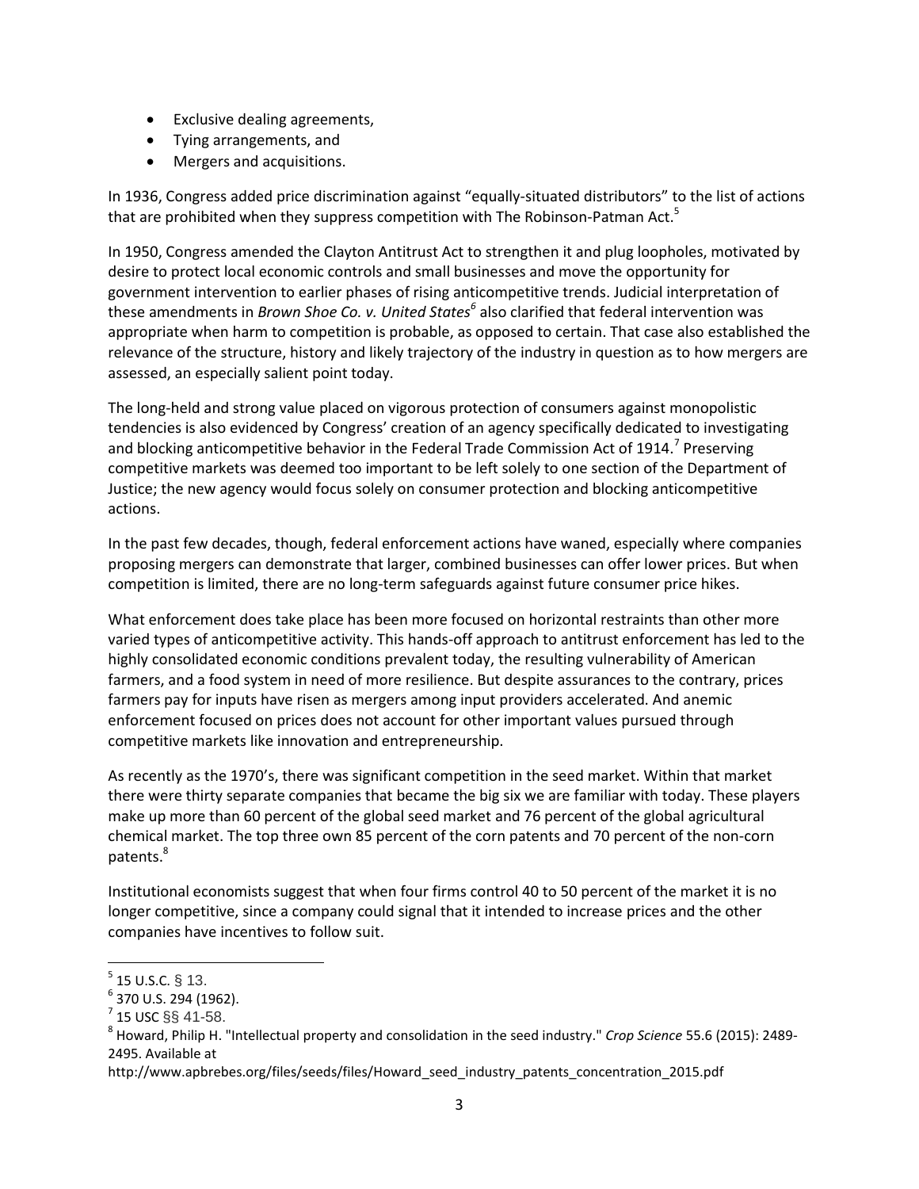- Exclusive dealing agreements,
- Tying arrangements, and
- Mergers and acquisitions.

In 1936, Congress added price discrimination against "equally-situated distributors" to the list of actions that are prohibited when they suppress competition with The Robinson-Patman Act.[5]

In 1950, Congress amended the Clayton Antitrust Act to strengthen it and plug loopholes, motivated by desire to protect local economic controls and small businesses and move the opportunity for government intervention to earlier phases of rising anticompetitive trends. Judicial interpretation of these amendments in *Brown Shoe Co. v. United States*[6] also clarified that federal intervention was appropriate when harm to competition is probable, as opposed to certain. That case also established the relevance of the structure, history and likely trajectory of the industry in question as to how mergers are assessed, an especially salient point today.

The long-held and strong value placed on vigorous protection of consumers against monopolistic tendencies is also evidenced by Congress' creation of an agency specifically dedicated to investigating and blocking anticompetitive behavior in the Federal Trade Commission Act of 1914.[7] Preserving competitive markets was deemed too important to be left solely to one section of the Department of Justice; the new agency would focus solely on consumer protection and blocking anticompetitive actions.

In the past few decades, though, federal enforcement actions have waned, especially where companies proposing mergers can demonstrate that larger, combined businesses can offer lower prices. But when competition is limited, there are no long-term safeguards against future consumer price hikes.

What enforcement does take place has been more focused on horizontal restraints than other more varied types of anticompetitive activity. This hands-off approach to antitrust enforcement has led to the highly consolidated economic conditions prevalent today, the resulting vulnerability of American farmers, and a food system in need of more resilience. But despite assurances to the contrary, prices farmers pay for inputs have risen as mergers among input providers accelerated. And anemic enforcement focused on prices does not account for other important values pursued through competitive markets like innovation and entrepreneurship.

As recently as the 1970's, there was significant competition in the seed market. Within that market there were thirty separate companies that became the big six we are familiar with today. These players make up more than 60 percent of the global seed market and 76 percent of the global agricultural chemical market. The top three own 85 percent of the corn patents and 70 percent of the non-corn patents.[8]

Institutional economists suggest that when four firms control 40 to 50 percent of the market it is no longer competitive, since a company could signal that it intended to increase prices and the other companies have incentives to follow suit.

---

[5] 15 U.S.C. § 13.

[6] 370 U.S. 294 (1962).

[7] 15 USC §§ 41-58.

[8] Howard, Philip H. "Intellectual property and consolidation in the seed industry." *Crop Science* 55.6 (2015): 2489-2495. Available at http://www.apbrebes.org/files/seeds/files/Howard_seed_industry_patents_concentration_2015.pdf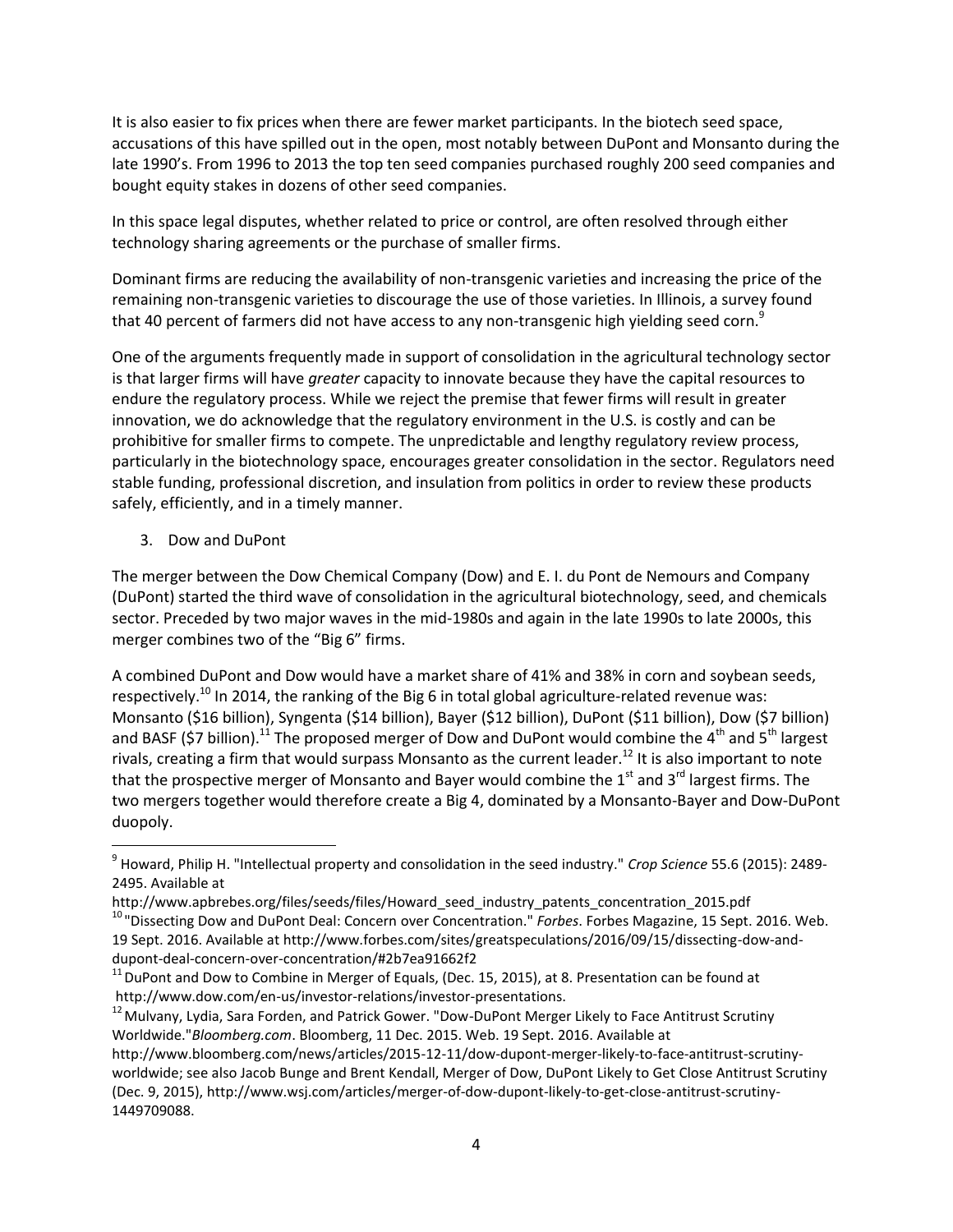It is also easier to fix prices when there are fewer market participants. In the biotech seed space, accusations of this have spilled out in the open, most notably between DuPont and Monsanto during the late 1990's. From 1996 to 2013 the top ten seed companies purchased roughly 200 seed companies and bought equity stakes in dozens of other seed companies.

In this space legal disputes, whether related to price or control, are often resolved through either technology sharing agreements or the purchase of smaller firms.

Dominant firms are reducing the availability of non-transgenic varieties and increasing the price of the remaining non-transgenic varieties to discourage the use of those varieties. In Illinois, a survey found that 40 percent of farmers did not have access to any non-transgenic high yielding seed corn.[9]

One of the arguments frequently made in support of consolidation in the agricultural technology sector is that larger firms will have *greater* capacity to innovate because they have the capital resources to endure the regulatory process. While we reject the premise that fewer firms will result in greater innovation, we do acknowledge that the regulatory environment in the U.S. is costly and can be prohibitive for smaller firms to compete. The unpredictable and lengthy regulatory review process, particularly in the biotechnology space, encourages greater consolidation in the sector. Regulators need stable funding, professional discretion, and insulation from politics in order to review these products safely, efficiently, and in a timely manner.

3. Dow and DuPont

The merger between the Dow Chemical Company (Dow) and E. I. du Pont de Nemours and Company (DuPont) started the third wave of consolidation in the agricultural biotechnology, seed, and chemicals sector. Preceded by two major waves in the mid-1980s and again in the late 1990s to late 2000s, this merger combines two of the "Big 6" firms.

A combined DuPont and Dow would have a market share of 41% and 38% in corn and soybean seeds, respectively.[10] In 2014, the ranking of the Big 6 in total global agriculture-related revenue was: Monsanto ($16 billion), Syngenta ($14 billion), Bayer ($12 billion), DuPont ($11 billion), Dow ($7 billion) and BASF ($7 billion).[11] The proposed merger of Dow and DuPont would combine the 4th and 5th largest rivals, creating a firm that would surpass Monsanto as the current leader.[12] It is also important to note that the prospective merger of Monsanto and Bayer would combine the 1st and 3rd largest firms. The two mergers together would therefore create a Big 4, dominated by a Monsanto-Bayer and Dow-DuPont duopoly.

---

[9] Howard, Philip H. "Intellectual property and consolidation in the seed industry." *Crop Science* 55.6 (2015): 2489-2495. Available at http://www.apbrebes.org/files/seeds/files/Howard_seed_industry_patents_concentration_2015.pdf

[10] "Dissecting Dow and DuPont Deal: Concern over Concentration." *Forbes*. Forbes Magazine, 15 Sept. 2016. Web. 19 Sept. 2016. Available at http://www.forbes.com/sites/greatspeculations/2016/09/15/dissecting-dow-and-dupont-deal-concern-over-concentration/#2b7ea91662f2

[11] DuPont and Dow to Combine in Merger of Equals, (Dec. 15, 2015), at 8. Presentation can be found at http://www.dow.com/en-us/investor-relations/investor-presentations.

[12] Mulvany, Lydia, Sara Forden, and Patrick Gower. "Dow-DuPont Merger Likely to Face Antitrust Scrutiny Worldwide."*Bloomberg.com*. Bloomberg, 11 Dec. 2015. Web. 19 Sept. 2016. Available at http://www.bloomberg.com/news/articles/2015-12-11/dow-dupont-merger-likely-to-face-antitrust-scrutiny-worldwide; see also Jacob Bunge and Brent Kendall, Merger of Dow, DuPont Likely to Get Close Antitrust Scrutiny (Dec. 9, 2015), http://www.wsj.com/articles/merger-of-dow-dupont-likely-to-get-close-antitrust-scrutiny-1449709088.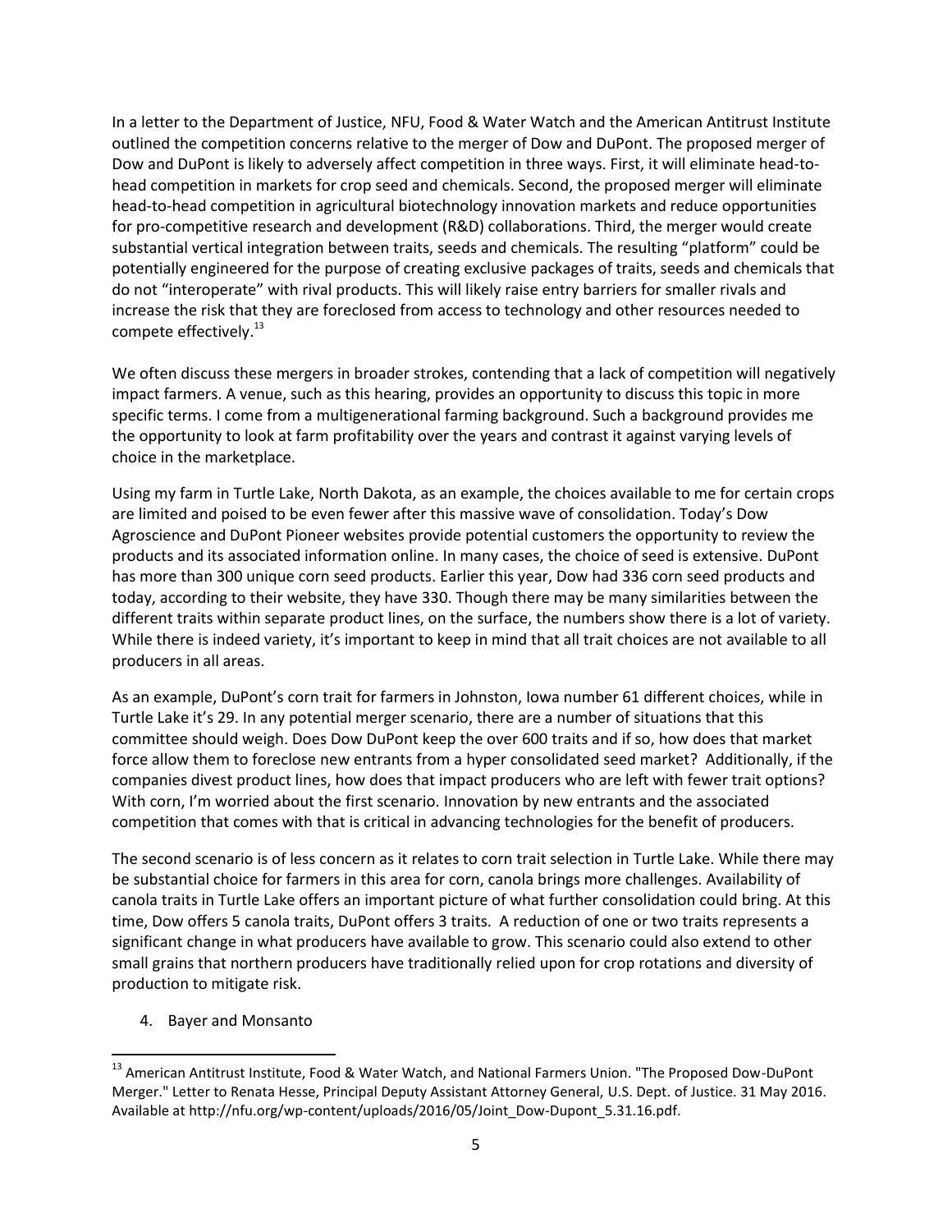In a letter to the Department of Justice, NFU, Food & Water Watch and the American Antitrust Institute outlined the competition concerns relative to the merger of Dow and DuPont. The proposed merger of Dow and DuPont is likely to adversely affect competition in three ways. First, it will eliminate head-to-head competition in markets for crop seed and chemicals. Second, the proposed merger will eliminate head-to-head competition in agricultural biotechnology innovation markets and reduce opportunities for pro-competitive research and development (R&D) collaborations. Third, the merger would create substantial vertical integration between traits, seeds and chemicals. The resulting "platform" could be potentially engineered for the purpose of creating exclusive packages of traits, seeds and chemicals that do not "interoperate" with rival products. This will likely raise entry barriers for smaller rivals and increase the risk that they are foreclosed from access to technology and other resources needed to compete effectively.[13]

We often discuss these mergers in broader strokes, contending that a lack of competition will negatively impact farmers. A venue, such as this hearing, provides an opportunity to discuss this topic in more specific terms. I come from a multigenerational farming background. Such a background provides me the opportunity to look at farm profitability over the years and contrast it against varying levels of choice in the marketplace.

Using my farm in Turtle Lake, North Dakota, as an example, the choices available to me for certain crops are limited and poised to be even fewer after this massive wave of consolidation. Today's Dow Agroscience and DuPont Pioneer websites provide potential customers the opportunity to review the products and its associated information online. In many cases, the choice of seed is extensive. DuPont has more than 300 unique corn seed products. Earlier this year, Dow had 336 corn seed products and today, according to their website, they have 330. Though there may be many similarities between the different traits within separate product lines, on the surface, the numbers show there is a lot of variety. While there is indeed variety, it's important to keep in mind that all trait choices are not available to all producers in all areas.

As an example, DuPont's corn trait for farmers in Johnston, Iowa number 61 different choices, while in Turtle Lake it's 29. In any potential merger scenario, there are a number of situations that this committee should weigh. Does Dow DuPont keep the over 600 traits and if so, how does that market force allow them to foreclose new entrants from a hyper consolidated seed market? Additionally, if the companies divest product lines, how does that impact producers who are left with fewer trait options? With corn, I'm worried about the first scenario. Innovation by new entrants and the associated competition that comes with that is critical in advancing technologies for the benefit of producers.

The second scenario is of less concern as it relates to corn trait selection in Turtle Lake. While there may be substantial choice for farmers in this area for corn, canola brings more challenges. Availability of canola traits in Turtle Lake offers an important picture of what further consolidation could bring. At this time, Dow offers 5 canola traits, DuPont offers 3 traits. A reduction of one or two traits represents a significant change in what producers have available to grow. This scenario could also extend to other small grains that northern producers have traditionally relied upon for crop rotations and diversity of production to mitigate risk.

4. Bayer and Monsanto

---

[13] American Antitrust Institute, Food & Water Watch, and National Farmers Union. "The Proposed Dow-DuPont Merger." Letter to Renata Hesse, Principal Deputy Assistant Attorney General, U.S. Dept. of Justice. 31 May 2016. Available at http://nfu.org/wp-content/uploads/2016/05/Joint_Dow-Dupont_5.31.16.pdf.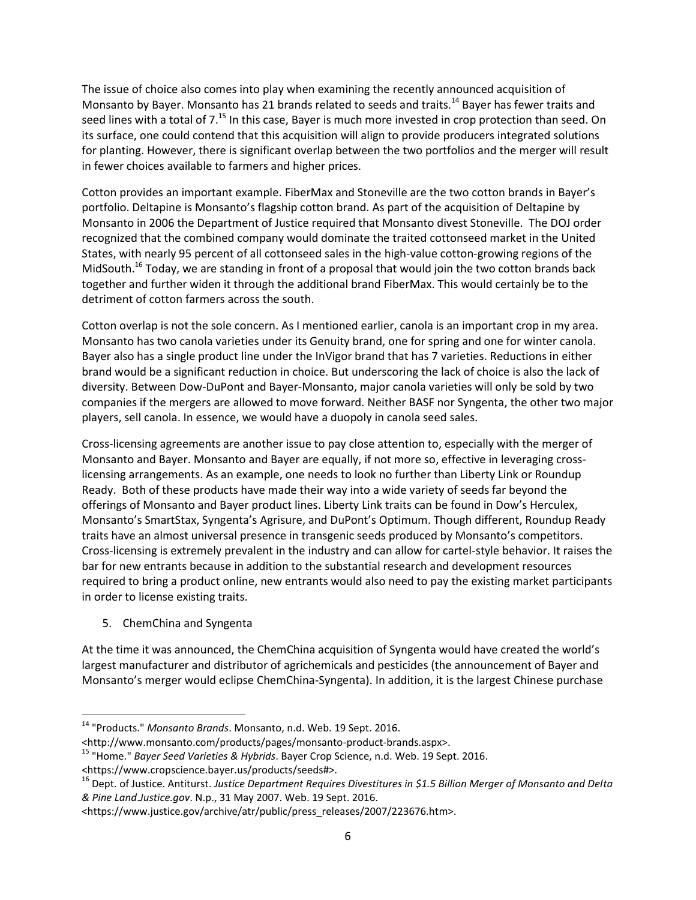The issue of choice also comes into play when examining the recently announced acquisition of Monsanto by Bayer. Monsanto has 21 brands related to seeds and traits.[14] Bayer has fewer traits and seed lines with a total of 7.[15] In this case, Bayer is much more invested in crop protection than seed. On its surface, one could contend that this acquisition will align to provide producers integrated solutions for planting. However, there is significant overlap between the two portfolios and the merger will result in fewer choices available to farmers and higher prices.

Cotton provides an important example. FiberMax and Stoneville are the two cotton brands in Bayer's portfolio. Deltapine is Monsanto's flagship cotton brand. As part of the acquisition of Deltapine by Monsanto in 2006 the Department of Justice required that Monsanto divest Stoneville. The DOJ order recognized that the combined company would dominate the traited cottonseed market in the United States, with nearly 95 percent of all cottonseed sales in the high-value cotton-growing regions of the MidSouth.[16] Today, we are standing in front of a proposal that would join the two cotton brands back together and further widen it through the additional brand FiberMax. This would certainly be to the detriment of cotton farmers across the south.

Cotton overlap is not the sole concern. As I mentioned earlier, canola is an important crop in my area. Monsanto has two canola varieties under its Genuity brand, one for spring and one for winter canola. Bayer also has a single product line under the InVigor brand that has 7 varieties. Reductions in either brand would be a significant reduction in choice. But underscoring the lack of choice is also the lack of diversity. Between Dow-DuPont and Bayer-Monsanto, major canola varieties will only be sold by two companies if the mergers are allowed to move forward. Neither BASF nor Syngenta, the other two major players, sell canola. In essence, we would have a duopoly in canola seed sales.

Cross-licensing agreements are another issue to pay close attention to, especially with the merger of Monsanto and Bayer. Monsanto and Bayer are equally, if not more so, effective in leveraging cross-licensing arrangements. As an example, one needs to look no further than Liberty Link or Roundup Ready. Both of these products have made their way into a wide variety of seeds far beyond the offerings of Monsanto and Bayer product lines. Liberty Link traits can be found in Dow's Herculex, Monsanto's SmartStax, Syngenta's Agrisure, and DuPont's Optimum. Though different, Roundup Ready traits have an almost universal presence in transgenic seeds produced by Monsanto's competitors. Cross-licensing is extremely prevalent in the industry and can allow for cartel-style behavior. It raises the bar for new entrants because in addition to the substantial research and development resources required to bring a product online, new entrants would also need to pay the existing market participants in order to license existing traits.

5. ChemChina and Syngenta

At the time it was announced, the ChemChina acquisition of Syngenta would have created the world's largest manufacturer and distributor of agrichemicals and pesticides (the announcement of Bayer and Monsanto's merger would eclipse ChemChina-Syngenta). In addition, it is the largest Chinese purchase

---

[14] "Products." *Monsanto Brands*. Monsanto, n.d. Web. 19 Sept. 2016. <http://www.monsanto.com/products/pages/monsanto-product-brands.aspx>.

[15] "Home." *Bayer Seed Varieties & Hybrids*. Bayer Crop Science, n.d. Web. 19 Sept. 2016. <https://www.cropscience.bayer.us/products/seeds#>.

[16] Dept. of Justice. Antiturst. *Justice Department Requires Divestitures in $1.5 Billion Merger of Monsanto and Delta & Pine Land.Justice.gov*. N.p., 31 May 2007. Web. 19 Sept. 2016. <https://www.justice.gov/archive/atr/public/press_releases/2007/223676.htm>.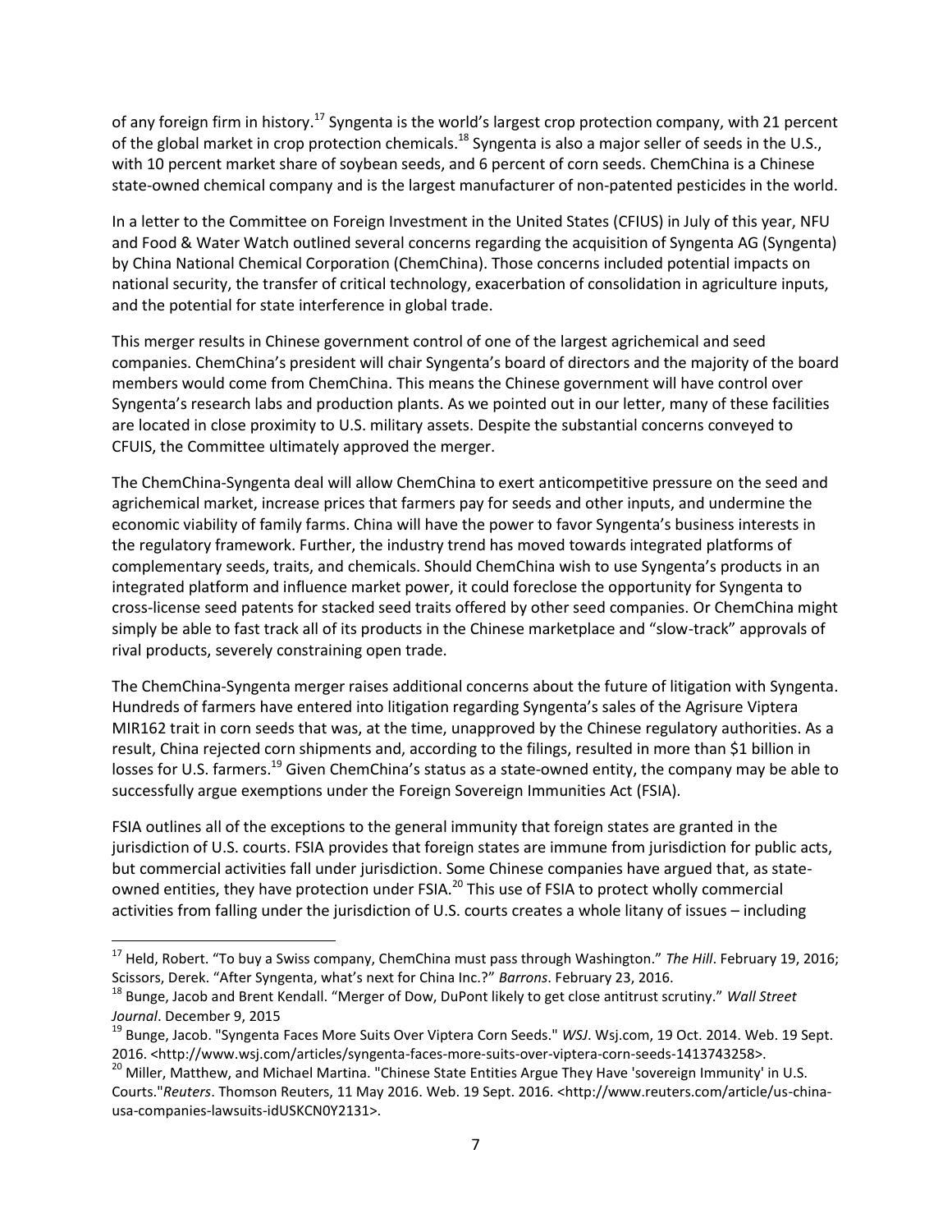of any foreign firm in history.[17] Syngenta is the world's largest crop protection company, with 21 percent of the global market in crop protection chemicals.[18] Syngenta is also a major seller of seeds in the U.S., with 10 percent market share of soybean seeds, and 6 percent of corn seeds. ChemChina is a Chinese state-owned chemical company and is the largest manufacturer of non-patented pesticides in the world.

In a letter to the Committee on Foreign Investment in the United States (CFIUS) in July of this year, NFU and Food & Water Watch outlined several concerns regarding the acquisition of Syngenta AG (Syngenta) by China National Chemical Corporation (ChemChina). Those concerns included potential impacts on national security, the transfer of critical technology, exacerbation of consolidation in agriculture inputs, and the potential for state interference in global trade.

This merger results in Chinese government control of one of the largest agrichemical and seed companies. ChemChina's president will chair Syngenta's board of directors and the majority of the board members would come from ChemChina. This means the Chinese government will have control over Syngenta's research labs and production plants. As we pointed out in our letter, many of these facilities are located in close proximity to U.S. military assets. Despite the substantial concerns conveyed to CFUIS, the Committee ultimately approved the merger.

The ChemChina-Syngenta deal will allow ChemChina to exert anticompetitive pressure on the seed and agrichemical market, increase prices that farmers pay for seeds and other inputs, and undermine the economic viability of family farms. China will have the power to favor Syngenta's business interests in the regulatory framework. Further, the industry trend has moved towards integrated platforms of complementary seeds, traits, and chemicals. Should ChemChina wish to use Syngenta's products in an integrated platform and influence market power, it could foreclose the opportunity for Syngenta to cross-license seed patents for stacked seed traits offered by other seed companies. Or ChemChina might simply be able to fast track all of its products in the Chinese marketplace and "slow-track" approvals of rival products, severely constraining open trade.

The ChemChina-Syngenta merger raises additional concerns about the future of litigation with Syngenta. Hundreds of farmers have entered into litigation regarding Syngenta's sales of the Agrisure Viptera MIR162 trait in corn seeds that was, at the time, unapproved by the Chinese regulatory authorities. As a result, China rejected corn shipments and, according to the filings, resulted in more than $1 billion in losses for U.S. farmers.[19] Given ChemChina's status as a state-owned entity, the company may be able to successfully argue exemptions under the Foreign Sovereign Immunities Act (FSIA).

FSIA outlines all of the exceptions to the general immunity that foreign states are granted in the jurisdiction of U.S. courts. FSIA provides that foreign states are immune from jurisdiction for public acts, but commercial activities fall under jurisdiction. Some Chinese companies have argued that, as state-owned entities, they have protection under FSIA.[20] This use of FSIA to protect wholly commercial activities from falling under the jurisdiction of U.S. courts creates a whole litany of issues – including

---

[17] Held, Robert. "To buy a Swiss company, ChemChina must pass through Washington." *The Hill*. February 19, 2016; Scissors, Derek. "After Syngenta, what's next for China Inc.?" *Barrons*. February 23, 2016.

[18] Bunge, Jacob and Brent Kendall. "Merger of Dow, DuPont likely to get close antitrust scrutiny." *Wall Street Journal*. December 9, 2015

[19] Bunge, Jacob. "Syngenta Faces More Suits Over Viptera Corn Seeds." *WSJ*. Wsj.com, 19 Oct. 2014. Web. 19 Sept. 2016. <http://www.wsj.com/articles/syngenta-faces-more-suits-over-viptera-corn-seeds-1413743258>.

[20] Miller, Matthew, and Michael Martina. "Chinese State Entities Argue They Have 'sovereign Immunity' in U.S. Courts."*Reuters*. Thomson Reuters, 11 May 2016. Web. 19 Sept. 2016. <http://www.reuters.com/article/us-china-usa-companies-lawsuits-idUSKCN0Y2131>.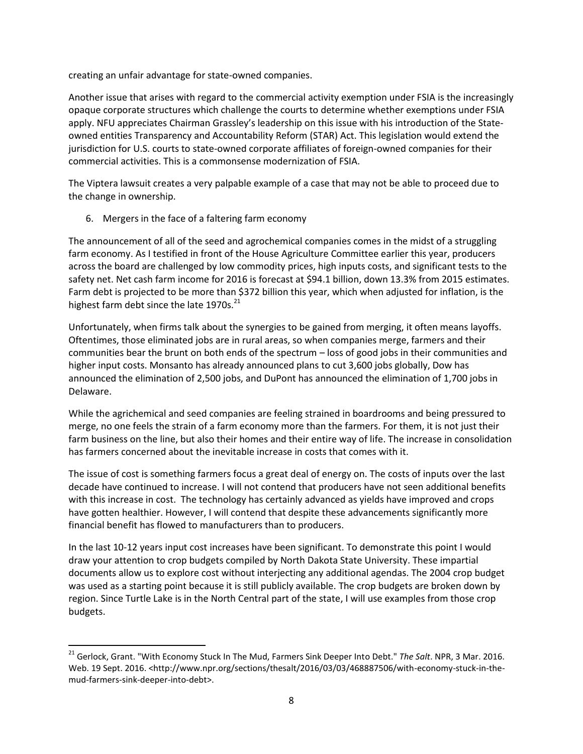creating an unfair advantage for state-owned companies.

Another issue that arises with regard to the commercial activity exemption under FSIA is the increasingly opaque corporate structures which challenge the courts to determine whether exemptions under FSIA apply. NFU appreciates Chairman Grassley's leadership on this issue with his introduction of the State-owned entities Transparency and Accountability Reform (STAR) Act. This legislation would extend the jurisdiction for U.S. courts to state-owned corporate affiliates of foreign-owned companies for their commercial activities. This is a commonsense modernization of FSIA.

The Viptera lawsuit creates a very palpable example of a case that may not be able to proceed due to the change in ownership.

6. Mergers in the face of a faltering farm economy

The announcement of all of the seed and agrochemical companies comes in the midst of a struggling farm economy. As I testified in front of the House Agriculture Committee earlier this year, producers across the board are challenged by low commodity prices, high inputs costs, and significant tests to the safety net. Net cash farm income for 2016 is forecast at $94.1 billion, down 13.3% from 2015 estimates. Farm debt is projected to be more than $372 billion this year, which when adjusted for inflation, is the highest farm debt since the late 1970s.[21]

Unfortunately, when firms talk about the synergies to be gained from merging, it often means layoffs. Oftentimes, those eliminated jobs are in rural areas, so when companies merge, farmers and their communities bear the brunt on both ends of the spectrum – loss of good jobs in their communities and higher input costs. Monsanto has already announced plans to cut 3,600 jobs globally, Dow has announced the elimination of 2,500 jobs, and DuPont has announced the elimination of 1,700 jobs in Delaware.

While the agrichemical and seed companies are feeling strained in boardrooms and being pressured to merge, no one feels the strain of a farm economy more than the farmers. For them, it is not just their farm business on the line, but also their homes and their entire way of life. The increase in consolidation has farmers concerned about the inevitable increase in costs that comes with it.

The issue of cost is something farmers focus a great deal of energy on. The costs of inputs over the last decade have continued to increase. I will not contend that producers have not seen additional benefits with this increase in cost. The technology has certainly advanced as yields have improved and crops have gotten healthier. However, I will contend that despite these advancements significantly more financial benefit has flowed to manufacturers than to producers.

In the last 10-12 years input cost increases have been significant. To demonstrate this point I would draw your attention to crop budgets compiled by North Dakota State University. These impartial documents allow us to explore cost without interjecting any additional agendas. The 2004 crop budget was used as a starting point because it is still publicly available. The crop budgets are broken down by region. Since Turtle Lake is in the North Central part of the state, I will use examples from those crop budgets.

---

[21] Gerlock, Grant. "With Economy Stuck In The Mud, Farmers Sink Deeper Into Debt." *The Salt*. NPR, 3 Mar. 2016. Web. 19 Sept. 2016. <http://www.npr.org/sections/thesalt/2016/03/03/468887506/with-economy-stuck-in-the-mud-farmers-sink-deeper-into-debt>.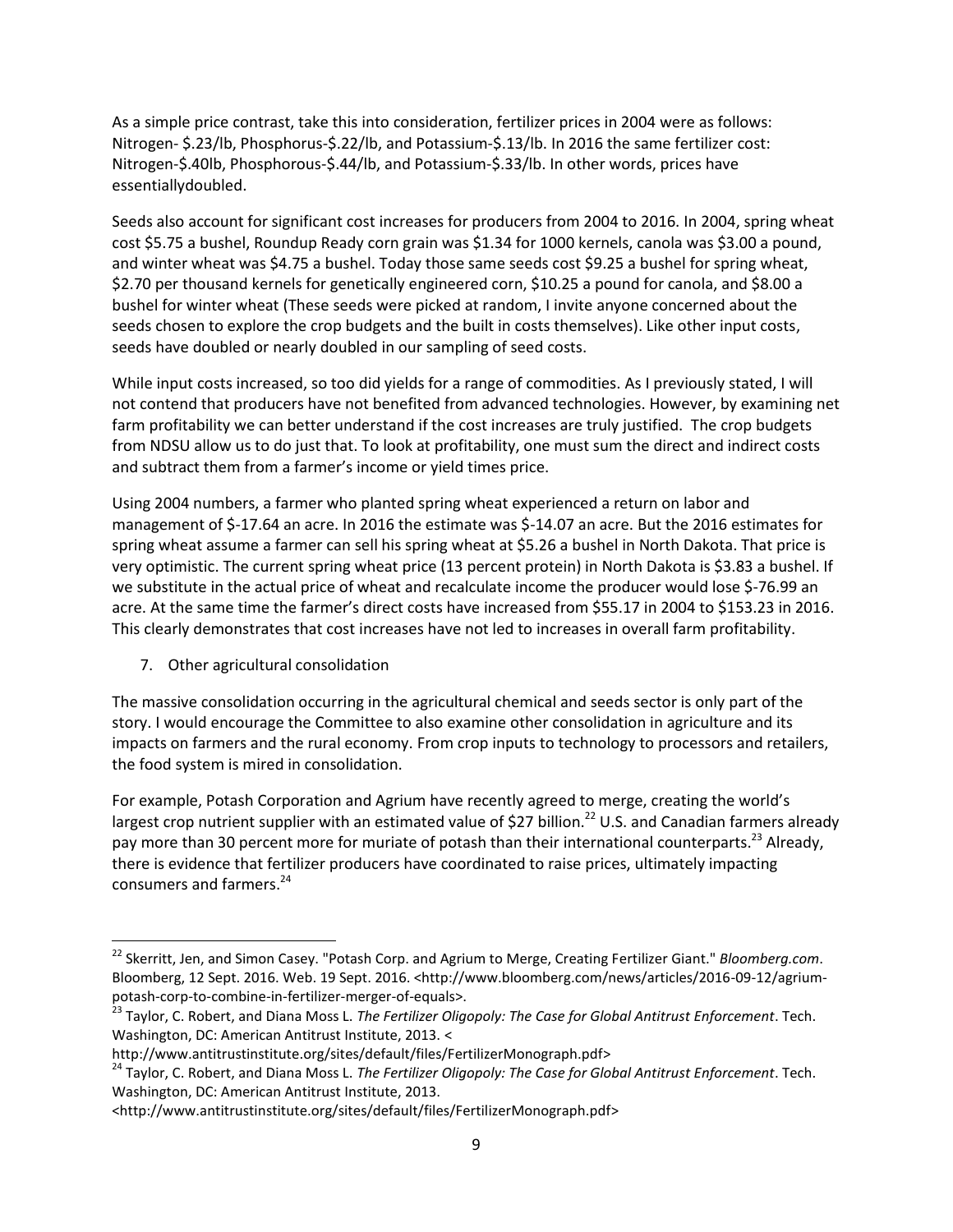As a simple price contrast, take this into consideration, fertilizer prices in 2004 were as follows: Nitrogen- $.23/lb, Phosphorus-$.22/lb, and Potassium-$.13/lb. In 2016 the same fertilizer cost: Nitrogen-$.40lb, Phosphorous-$.44/lb, and Potassium-$.33/lb. In other words, prices have essentiallydoubled.

Seeds also account for significant cost increases for producers from 2004 to 2016. In 2004, spring wheat cost $5.75 a bushel, Roundup Ready corn grain was $1.34 for 1000 kernels, canola was $3.00 a pound, and winter wheat was $4.75 a bushel. Today those same seeds cost $9.25 a bushel for spring wheat, $2.70 per thousand kernels for genetically engineered corn, $10.25 a pound for canola, and $8.00 a bushel for winter wheat (These seeds were picked at random, I invite anyone concerned about the seeds chosen to explore the crop budgets and the built in costs themselves). Like other input costs, seeds have doubled or nearly doubled in our sampling of seed costs.

While input costs increased, so too did yields for a range of commodities. As I previously stated, I will not contend that producers have not benefited from advanced technologies. However, by examining net farm profitability we can better understand if the cost increases are truly justified. The crop budgets from NDSU allow us to do just that. To look at profitability, one must sum the direct and indirect costs and subtract them from a farmer's income or yield times price.

Using 2004 numbers, a farmer who planted spring wheat experienced a return on labor and management of $-17.64 an acre. In 2016 the estimate was $-14.07 an acre. But the 2016 estimates for spring wheat assume a farmer can sell his spring wheat at $5.26 a bushel in North Dakota. That price is very optimistic. The current spring wheat price (13 percent protein) in North Dakota is $3.83 a bushel. If we substitute in the actual price of wheat and recalculate income the producer would lose $-76.99 an acre. At the same time the farmer's direct costs have increased from $55.17 in 2004 to $153.23 in 2016. This clearly demonstrates that cost increases have not led to increases in overall farm profitability.

7. Other agricultural consolidation

The massive consolidation occurring in the agricultural chemical and seeds sector is only part of the story. I would encourage the Committee to also examine other consolidation in agriculture and its impacts on farmers and the rural economy. From crop inputs to technology to processors and retailers, the food system is mired in consolidation.

For example, Potash Corporation and Agrium have recently agreed to merge, creating the world's largest crop nutrient supplier with an estimated value of $27 billion.[22] U.S. and Canadian farmers already pay more than 30 percent more for muriate of potash than their international counterparts.[23] Already, there is evidence that fertilizer producers have coordinated to raise prices, ultimately impacting consumers and farmers.[24]

---

[22] Skerritt, Jen, and Simon Casey. "Potash Corp. and Agrium to Merge, Creating Fertilizer Giant." *Bloomberg.com*. Bloomberg, 12 Sept. 2016. Web. 19 Sept. 2016. <http://www.bloomberg.com/news/articles/2016-09-12/agrium-potash-corp-to-combine-in-fertilizer-merger-of-equals>.

[23] Taylor, C. Robert, and Diana Moss L. *The Fertilizer Oligopoly: The Case for Global Antitrust Enforcement*. Tech. Washington, DC: American Antitrust Institute, 2013. < http://www.antitrustinstitute.org/sites/default/files/FertilizerMonograph.pdf>

[24] Taylor, C. Robert, and Diana Moss L. *The Fertilizer Oligopoly: The Case for Global Antitrust Enforcement*. Tech. Washington, DC: American Antitrust Institute, 2013. <http://www.antitrustinstitute.org/sites/default/files/FertilizerMonograph.pdf>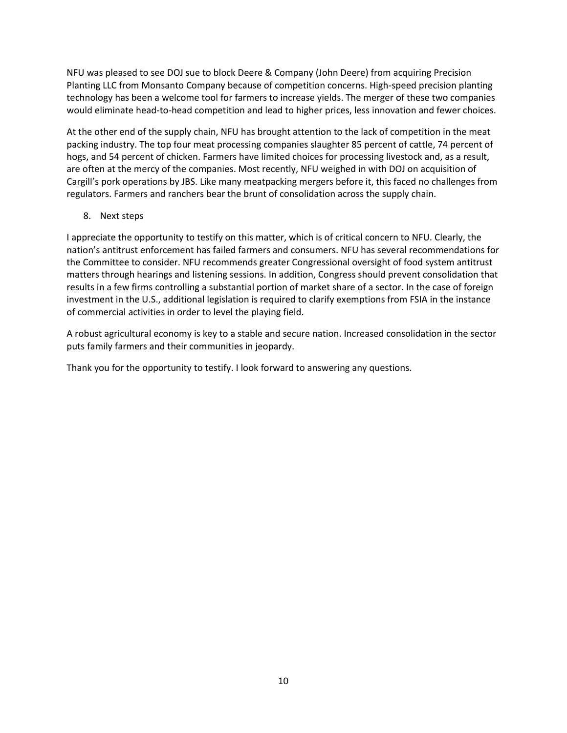NFU was pleased to see DOJ sue to block Deere & Company (John Deere) from acquiring Precision Planting LLC from Monsanto Company because of competition concerns. High-speed precision planting technology has been a welcome tool for farmers to increase yields. The merger of these two companies would eliminate head-to-head competition and lead to higher prices, less innovation and fewer choices.

At the other end of the supply chain, NFU has brought attention to the lack of competition in the meat packing industry. The top four meat processing companies slaughter 85 percent of cattle, 74 percent of hogs, and 54 percent of chicken. Farmers have limited choices for processing livestock and, as a result, are often at the mercy of the companies. Most recently, NFU weighed in with DOJ on acquisition of Cargill's pork operations by JBS. Like many meatpacking mergers before it, this faced no challenges from regulators. Farmers and ranchers bear the brunt of consolidation across the supply chain.

8. Next steps

I appreciate the opportunity to testify on this matter, which is of critical concern to NFU. Clearly, the nation's antitrust enforcement has failed farmers and consumers. NFU has several recommendations for the Committee to consider. NFU recommends greater Congressional oversight of food system antitrust matters through hearings and listening sessions. In addition, Congress should prevent consolidation that results in a few firms controlling a substantial portion of market share of a sector. In the case of foreign investment in the U.S., additional legislation is required to clarify exemptions from FSIA in the instance of commercial activities in order to level the playing field.

A robust agricultural economy is key to a stable and secure nation. Increased consolidation in the sector puts family farmers and their communities in jeopardy.

Thank you for the opportunity to testify. I look forward to answering any questions.